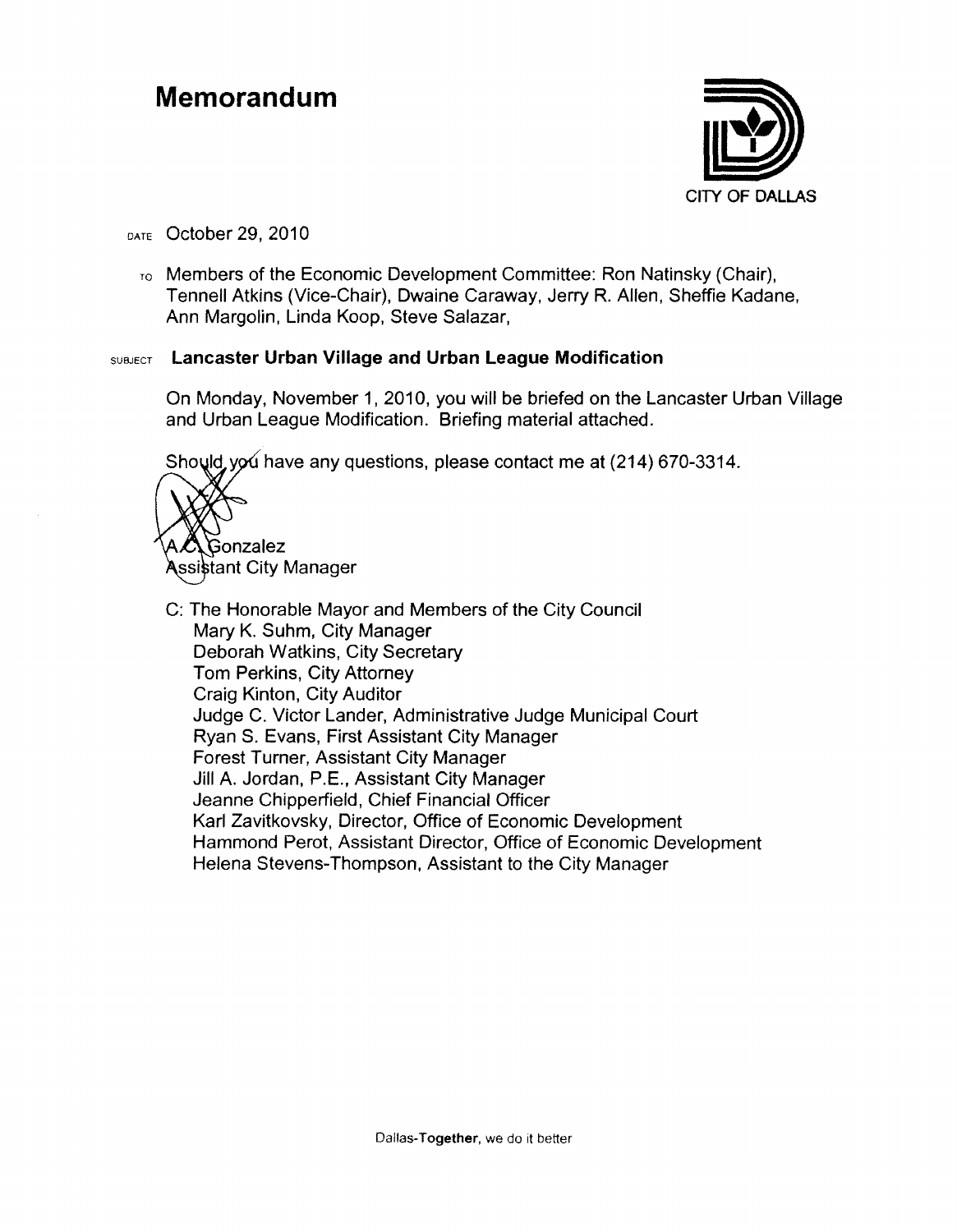# Memorandum

CITY OF DALLAS

DATE October 29, 2010

TO Members of the Economic Development Committee: Ron Natinsky (Chair), Tennell Atkins (Vice-Chair), Dwaine Caraway, Jerry R. Allen, Sheffie Kadane, Ann Margolin, Linda Koop, Steve Salazar,

SUBJECT **Lancaster Urban Village and Urban League Modification**

On Monday, November 1, 2010, you will be briefed on the Lancaster Urban Village and Urban League Modification. Briefing material attached.

Should you have any questions, please contact me at (214) 670-3314.

A.C. Gonzalez
Assistant City Manager

C: The Honorable Mayor and Members of the City Council
Mary K. Suhm, City Manager
Deborah Watkins, City Secretary
Tom Perkins, City Attorney
Craig Kinton, City Auditor
Judge C. Victor Lander, Administrative Judge Municipal Court
Ryan S. Evans, First Assistant City Manager
Forest Turner, Assistant City Manager
Jill A. Jordan, P.E., Assistant City Manager
Jeanne Chipperfield, Chief Financial Officer
Karl Zavitkovsky, Director, Office of Economic Development
Hammond Perot, Assistant Director, Office of Economic Development
Helena Stevens-Thompson, Assistant to the City Manager

Dallas-**Together**, we do it better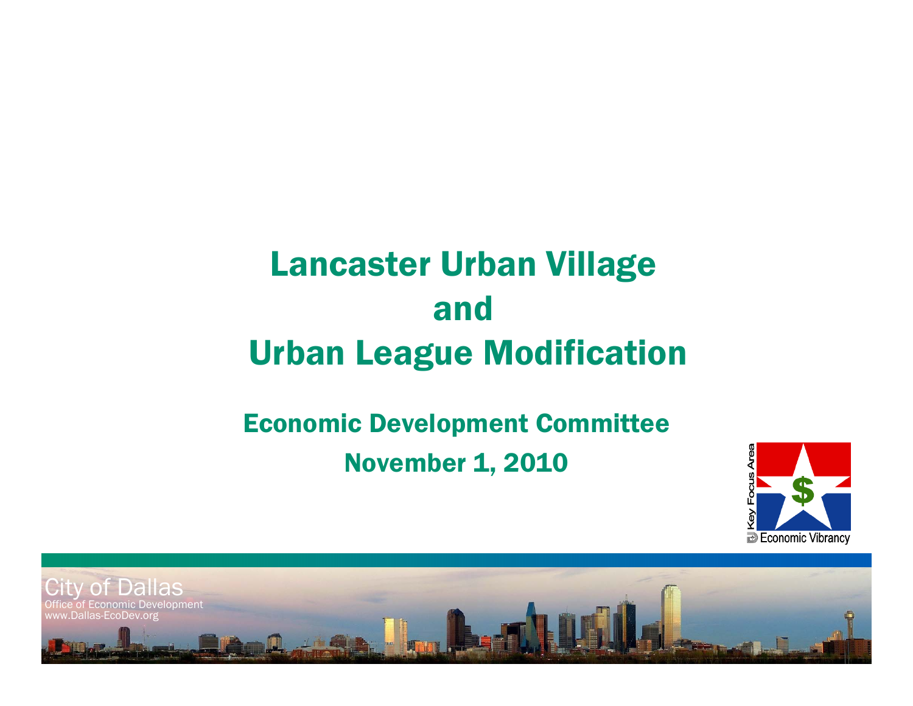# Lancaster Urban Village and Urban League Modification

## Economic Development Committee

## November 1, 2010

City of Dallas
Office of Economic Development
www.Dallas-EcoDev.org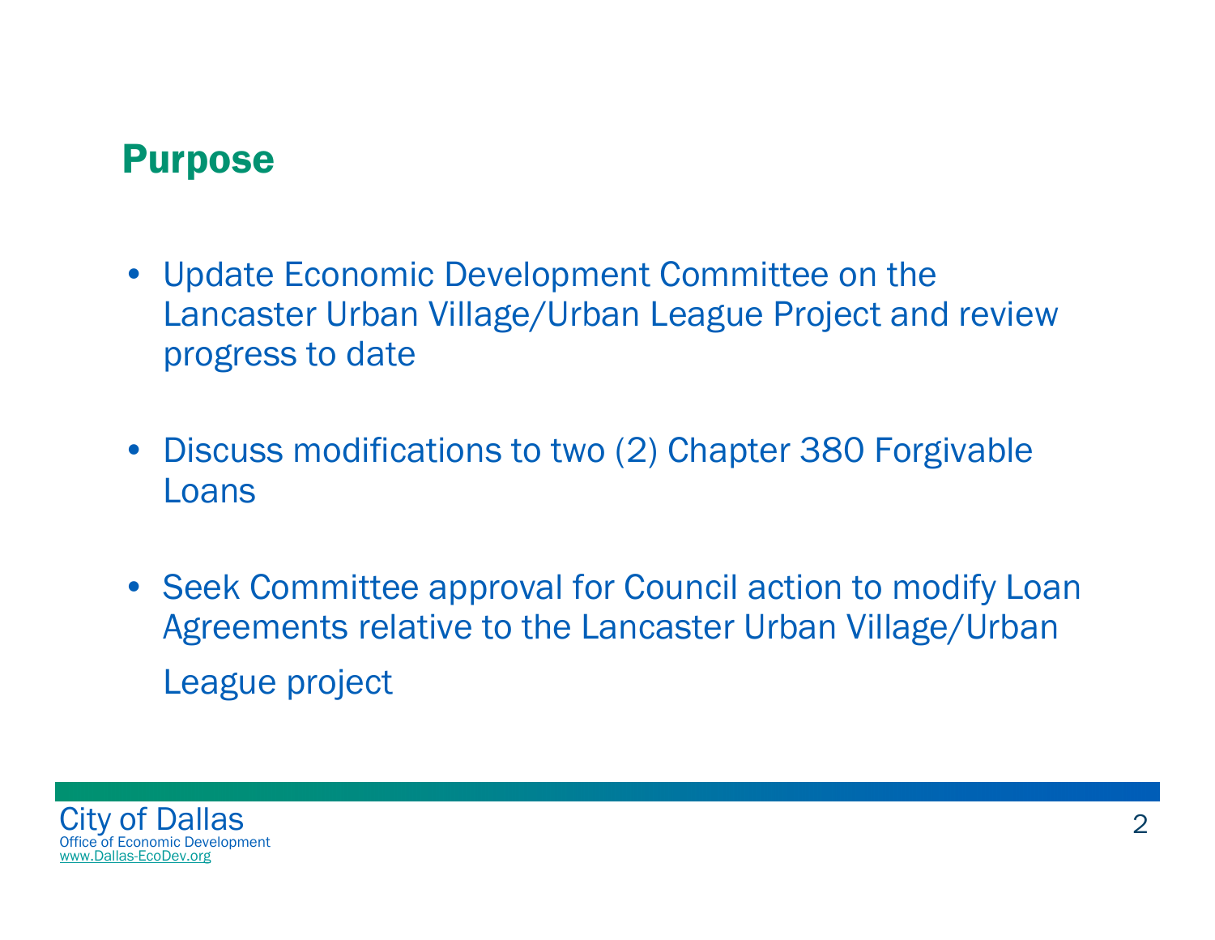## Purpose

- Update Economic Development Committee on the Lancaster Urban Village/Urban League Project and review progress to date
- Discuss modifications to two (2) Chapter 380 Forgivable Loans
- Seek Committee approval for Council action to modify Loan Agreements relative to the Lancaster Urban Village/Urban League project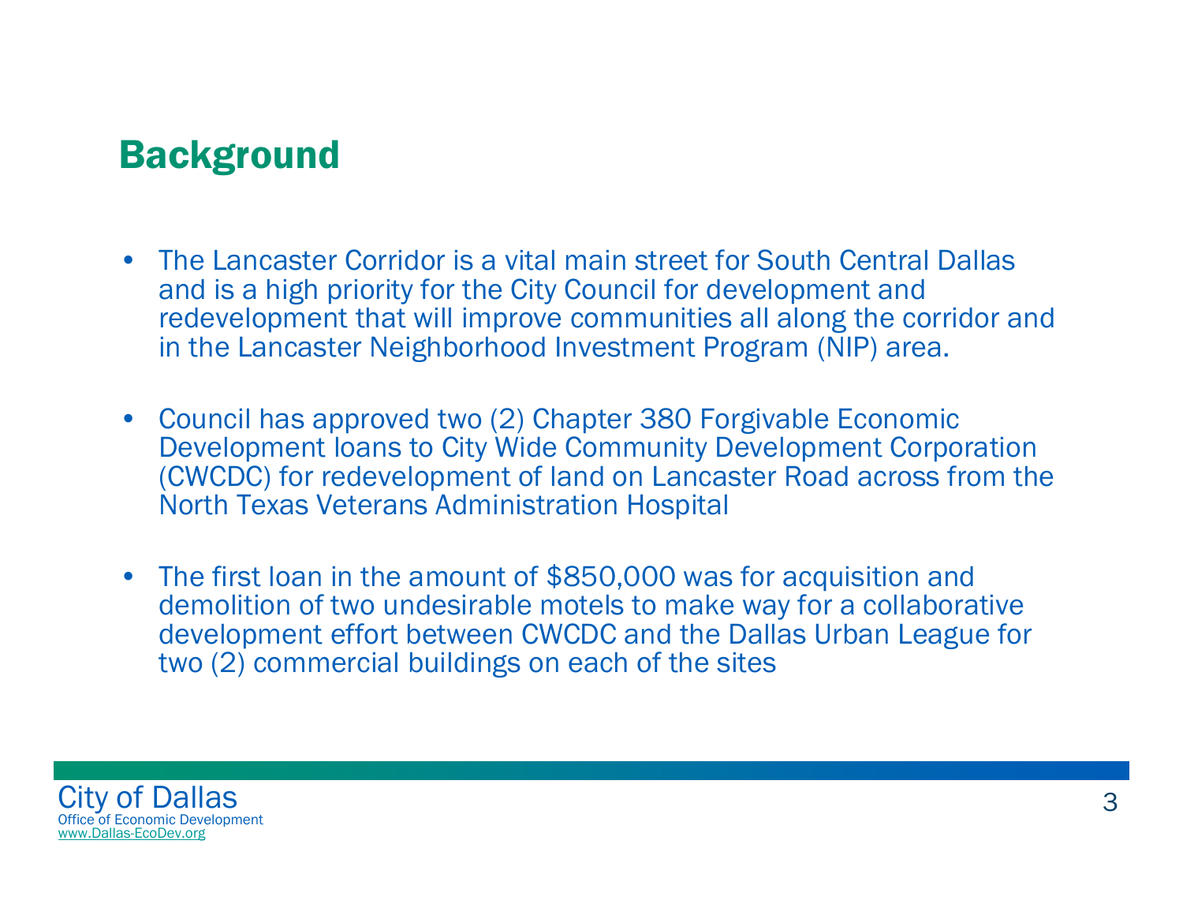# Background

- The Lancaster Corridor is a vital main street for South Central Dallas and is a high priority for the City Council for development and redevelopment that will improve communities all along the corridor and in the Lancaster Neighborhood Investment Program (NIP) area.

- Council has approved two (2) Chapter 380 Forgivable Economic Development loans to City Wide Community Development Corporation (CWCDC) for redevelopment of land on Lancaster Road across from the North Texas Veterans Administration Hospital

- The first loan in the amount of $850,000 was for acquisition and demolition of two undesirable motels to make way for a collaborative development effort between CWCDC and the Dallas Urban League for two (2) commercial buildings on each of the sites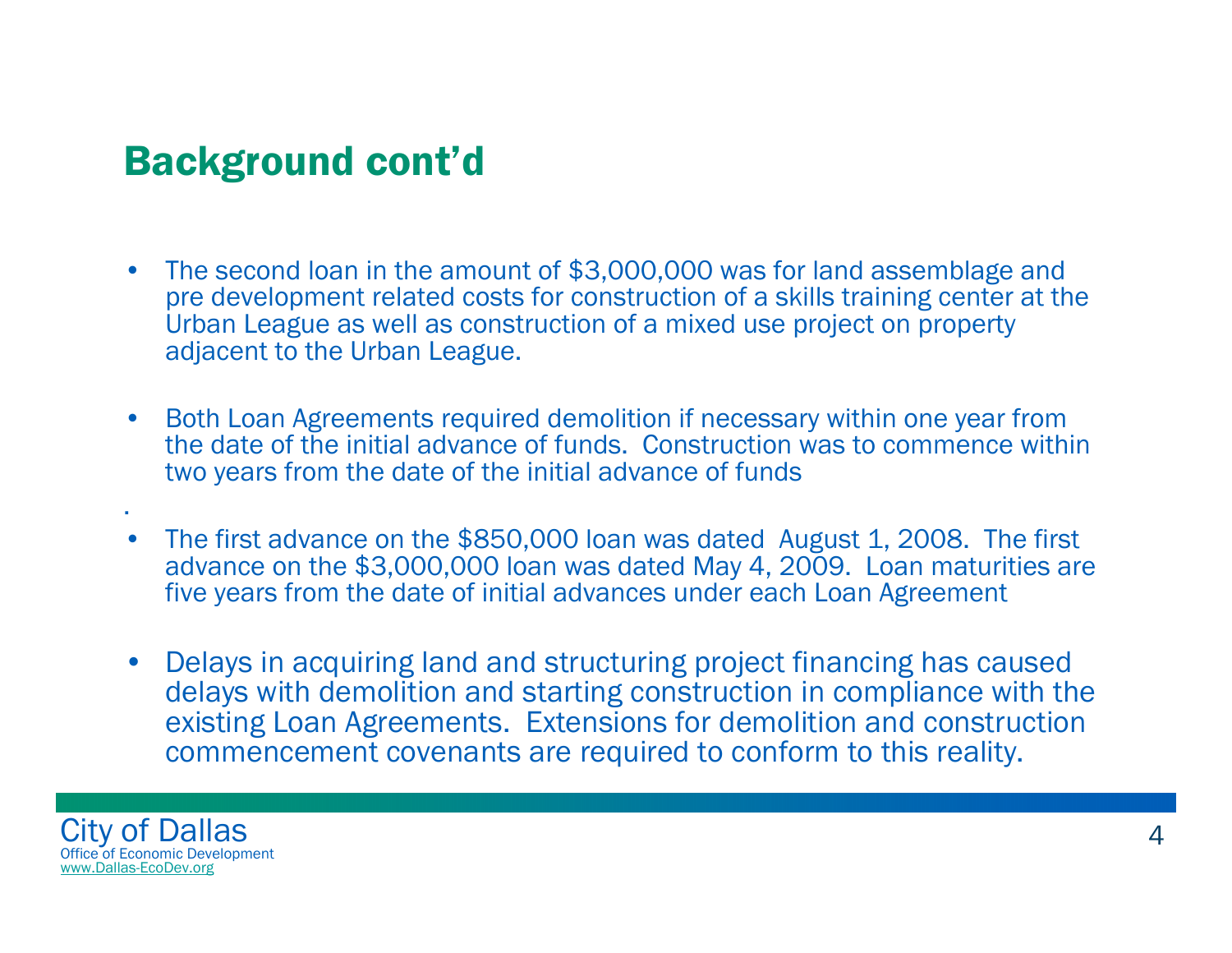# Background cont'd

- The second loan in the amount of $3,000,000 was for land assemblage and pre development related costs for construction of a skills training center at the Urban League as well as construction of a mixed use project on property adjacent to the Urban League.

- Both Loan Agreements required demolition if necessary within one year from the date of the initial advance of funds. Construction was to commence within two years from the date of the initial advance of funds

.

- The first advance on the $850,000 loan was dated August 1, 2008. The first advance on the $3,000,000 loan was dated May 4, 2009. Loan maturities are five years from the date of initial advances under each Loan Agreement

- Delays in acquiring land and structuring project financing has caused delays with demolition and starting construction in compliance with the existing Loan Agreements. Extensions for demolition and construction commencement covenants are required to conform to this reality.

City of Dallas
Office of Economic Development
www.Dallas-EcoDev.org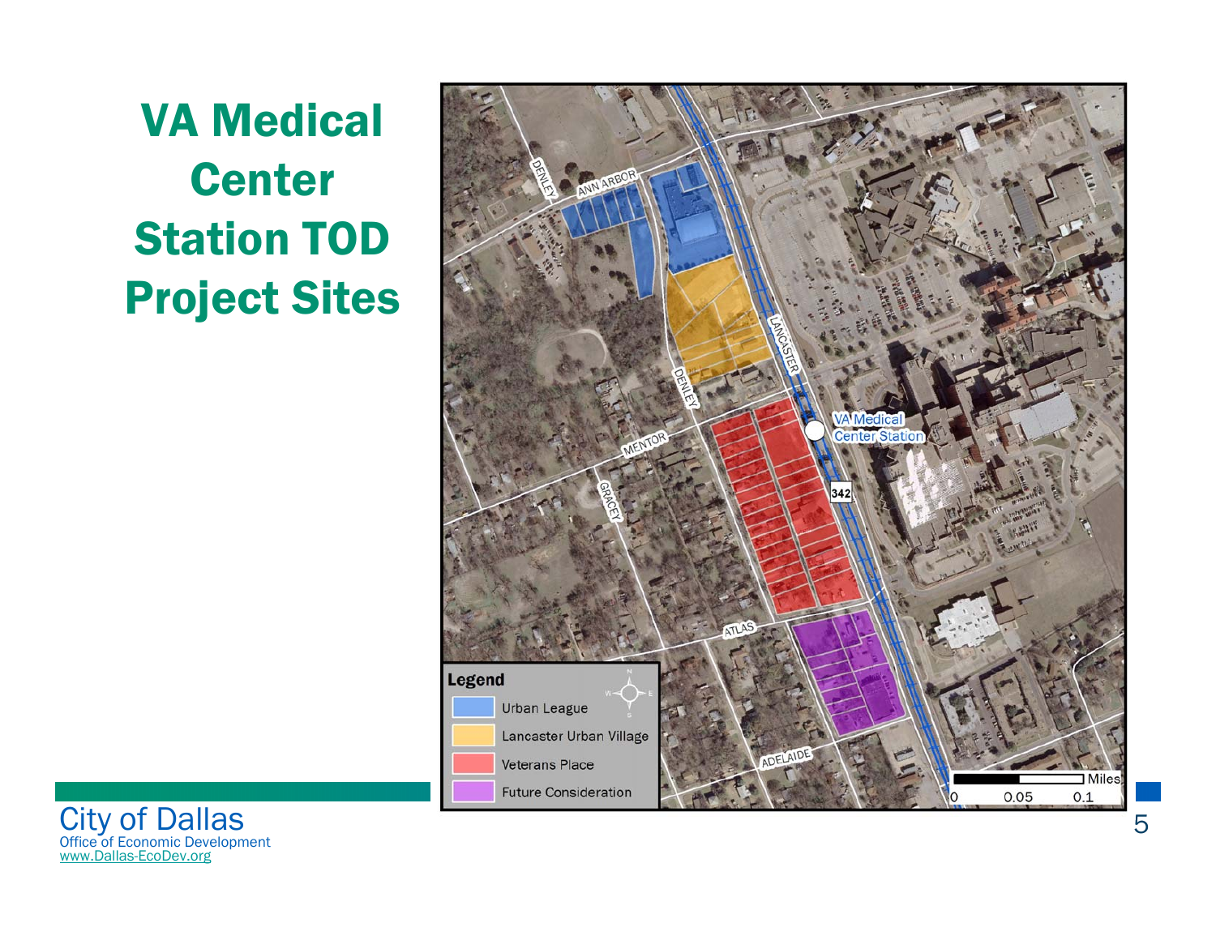# VA Medical Center Station TOD Project Sites

**Legend**

- Urban League
- Lancaster Urban Village
- Veterans Place
- Future Consideration

City of Dallas
Office of Economic Development
www.Dallas-EcoDev.org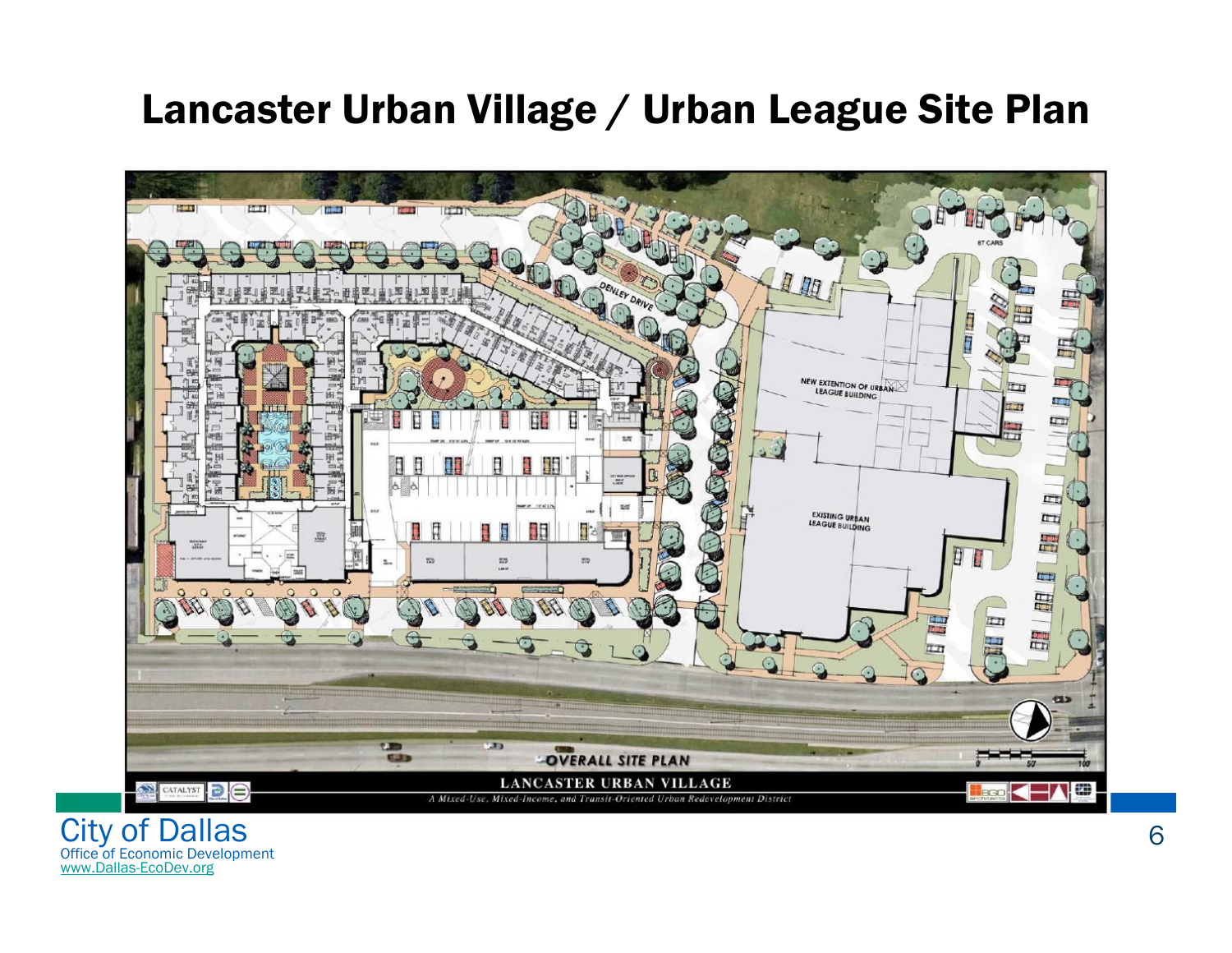# Lancaster Urban Village / Urban League Site Plan

DENLEY DRIVE

87 CARS

NEW EXTENSION OF URBAN LEAGUE BUILDING

EXISTING URBAN LEAGUE BUILDING

OVERALL SITE PLAN

LANCASTER URBAN VILLAGE

*A Mixed-Use, Mixed-Income, and Transit-Oriented Urban Redevelopment District*

City of Dallas
Office of Economic Development
www.Dallas-EcoDev.org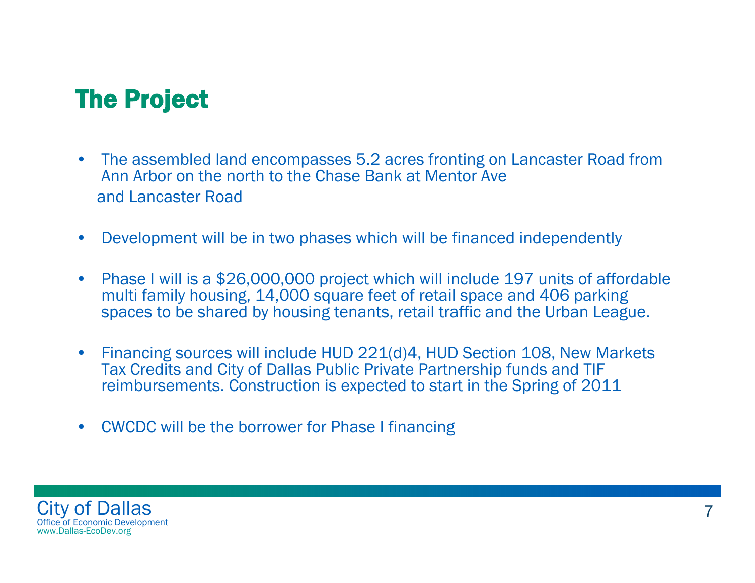# The Project

- The assembled land encompasses 5.2 acres fronting on Lancaster Road from Ann Arbor on the north to the Chase Bank at Mentor Ave and Lancaster Road

- Development will be in two phases which will be financed independently

- Phase I will is a $26,000,000 project which will include 197 units of affordable multi family housing, 14,000 square feet of retail space and 406 parking spaces to be shared by housing tenants, retail traffic and the Urban League.

- Financing sources will include HUD 221(d)4, HUD Section 108, New Markets Tax Credits and City of Dallas Public Private Partnership funds and TIF reimbursements. Construction is expected to start in the Spring of 2011

- CWCDC will be the borrower for Phase I financing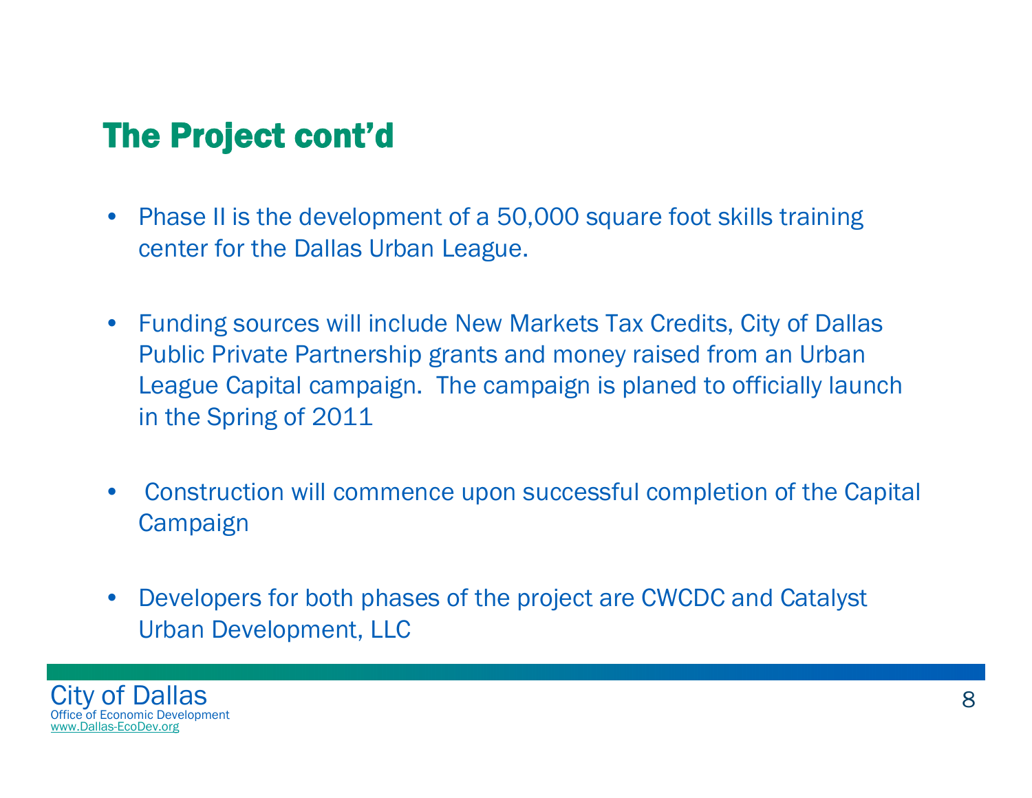## The Project cont'd

- Phase II is the development of a 50,000 square foot skills training center for the Dallas Urban League.
- Funding sources will include New Markets Tax Credits, City of Dallas Public Private Partnership grants and money raised from an Urban League Capital campaign. The campaign is planed to officially launch in the Spring of 2011
- Construction will commence upon successful completion of the Capital Campaign
- Developers for both phases of the project are CWCDC and Catalyst Urban Development, LLC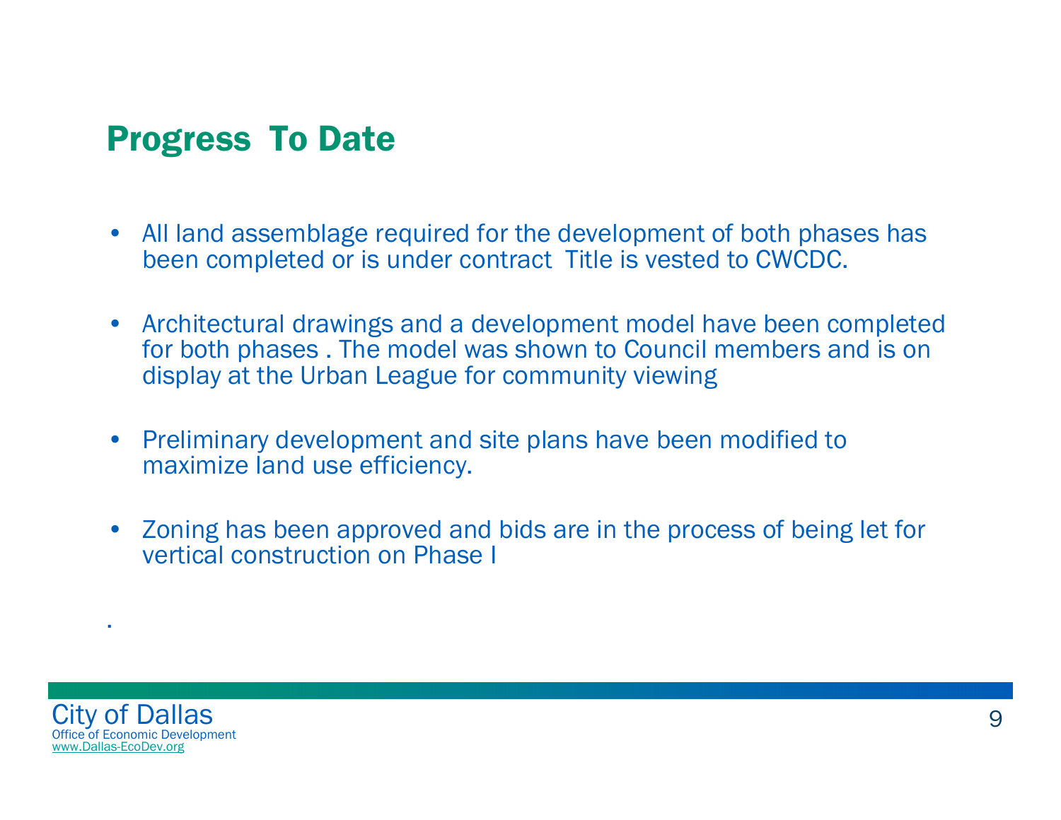## Progress To Date

- All land assemblage required for the development of both phases has been completed or is under contract  Title is vested to CWCDC.
- Architectural drawings and a development model have been completed for both phases . The model was shown to Council members and is on display at the Urban League for community viewing
- Preliminary development and site plans have been modified to maximize land use efficiency.
- Zoning has been approved and bids are in the process of being let for vertical construction on Phase I

.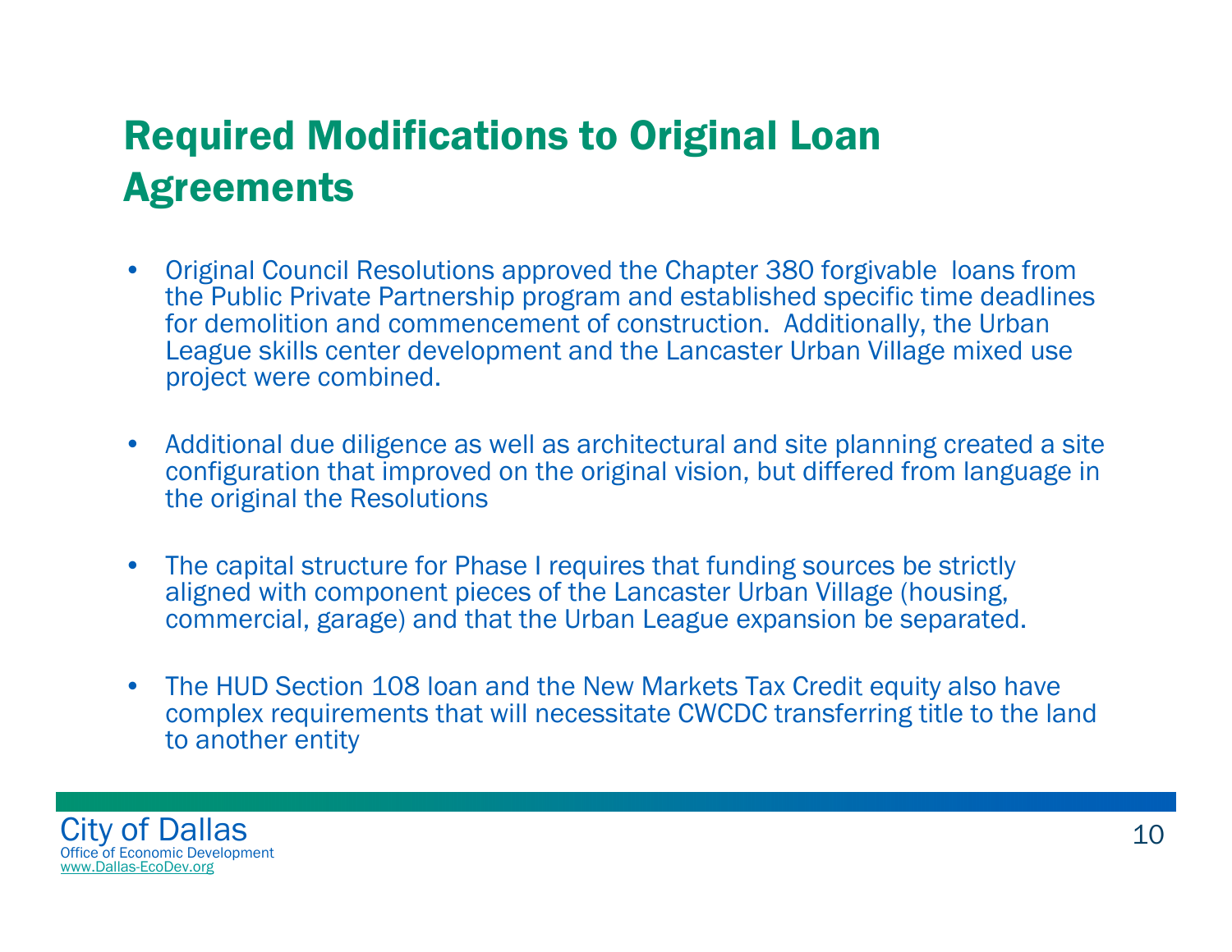# Required Modifications to Original Loan Agreements

- Original Council Resolutions approved the Chapter 380 forgivable loans from the Public Private Partnership program and established specific time deadlines for demolition and commencement of construction. Additionally, the Urban League skills center development and the Lancaster Urban Village mixed use project were combined.

- Additional due diligence as well as architectural and site planning created a site configuration that improved on the original vision, but differed from language in the original the Resolutions

- The capital structure for Phase I requires that funding sources be strictly aligned with component pieces of the Lancaster Urban Village (housing, commercial, garage) and that the Urban League expansion be separated.

- The HUD Section 108 loan and the New Markets Tax Credit equity also have complex requirements that will necessitate CWCDC transferring title to the land to another entity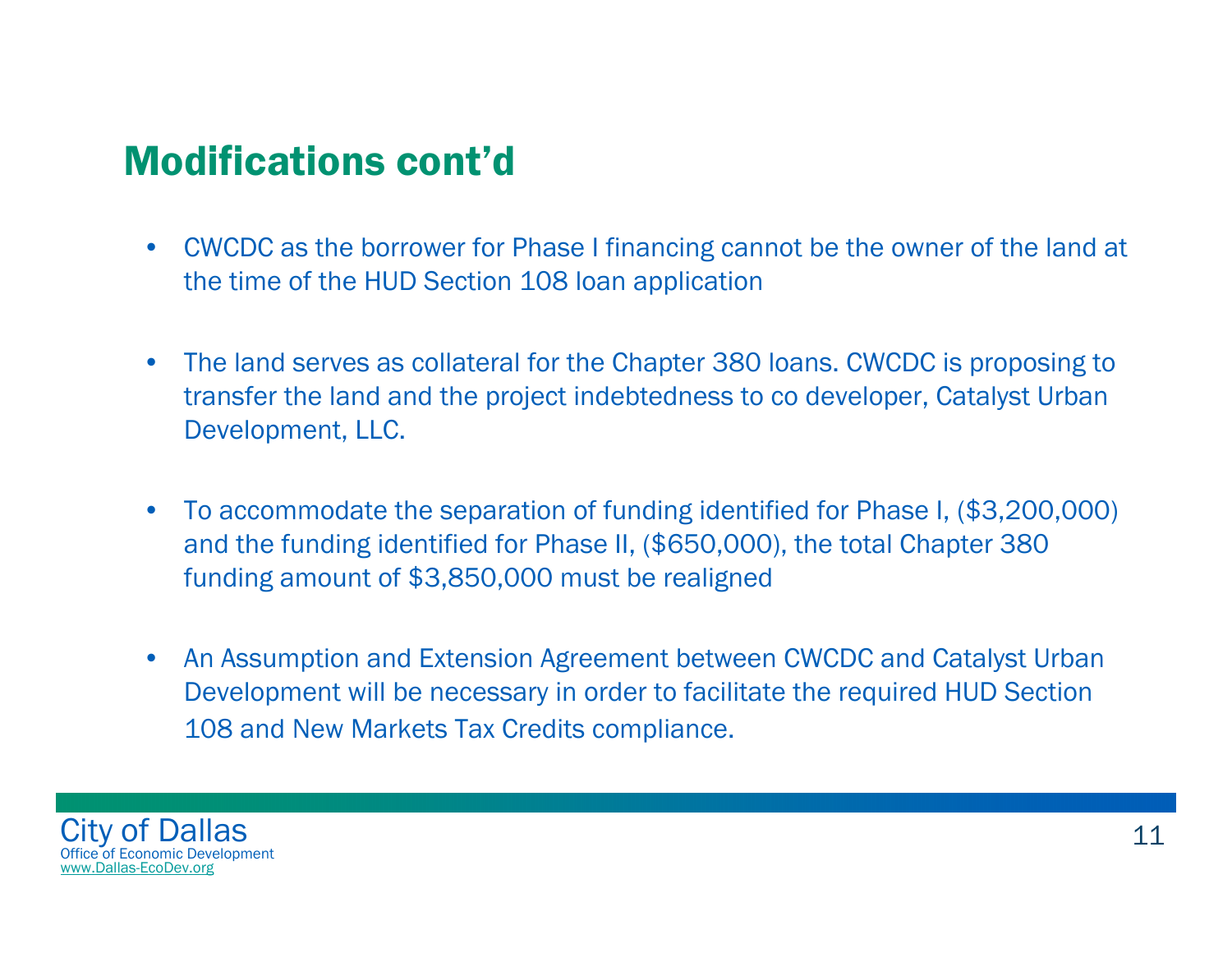## Modifications cont'd

- CWCDC as the borrower for Phase I financing cannot be the owner of the land at the time of the HUD Section 108 loan application
- The land serves as collateral for the Chapter 380 loans. CWCDC is proposing to transfer the land and the project indebtedness to co developer, Catalyst Urban Development, LLC.
- To accommodate the separation of funding identified for Phase I, ($3,200,000) and the funding identified for Phase II, ($650,000), the total Chapter 380 funding amount of $3,850,000 must be realigned
- An Assumption and Extension Agreement between CWCDC and Catalyst Urban Development will be necessary in order to facilitate the required HUD Section 108 and New Markets Tax Credits compliance.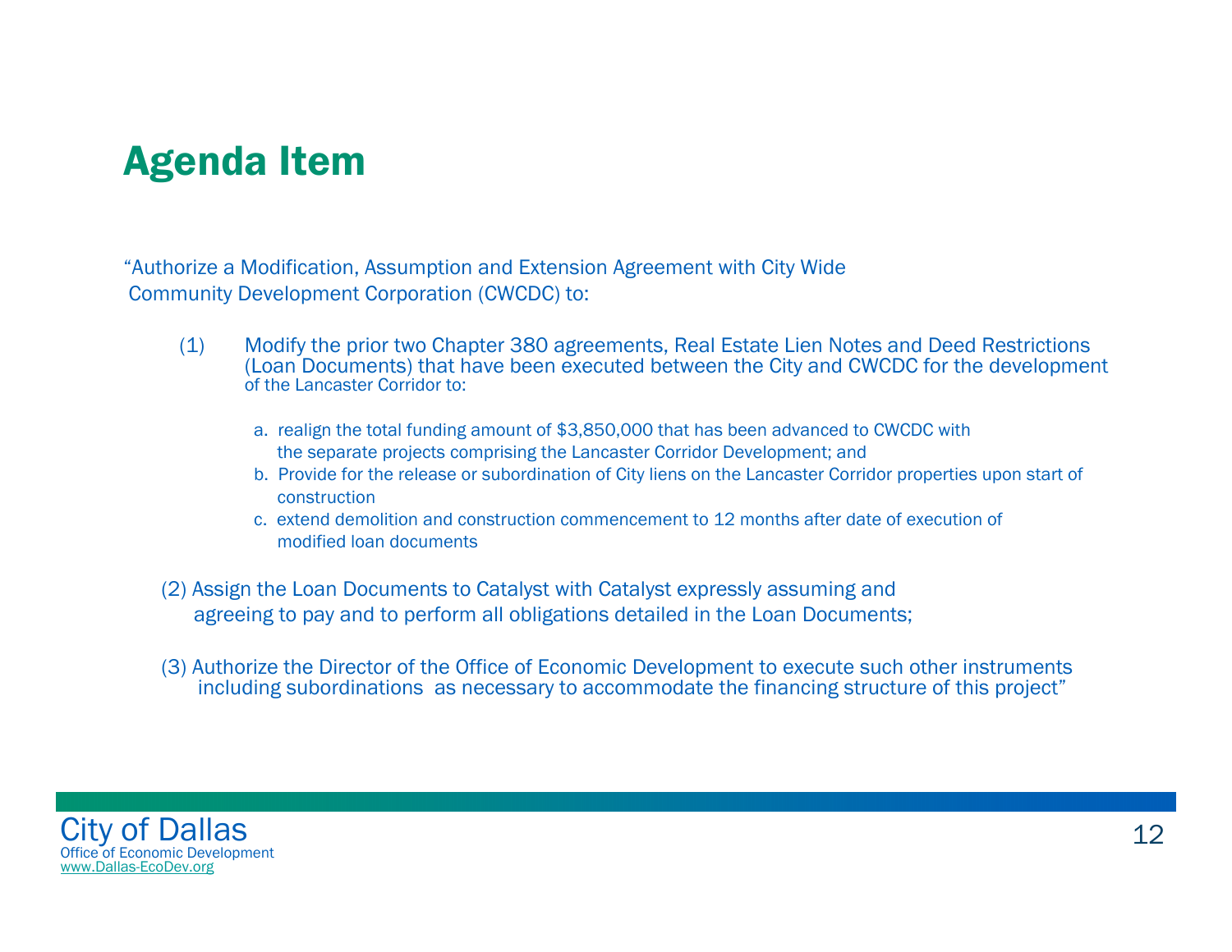# Agenda Item

"Authorize a Modification, Assumption and Extension Agreement with City Wide Community Development Corporation (CWCDC) to:

(1) Modify the prior two Chapter 380 agreements, Real Estate Lien Notes and Deed Restrictions (Loan Documents) that have been executed between the City and CWCDC for the development of the Lancaster Corridor to:

   a. realign the total funding amount of $3,850,000 that has been advanced to CWCDC with the separate projects comprising the Lancaster Corridor Development; and
   b. Provide for the release or subordination of City liens on the Lancaster Corridor properties upon start of construction
   c. extend demolition and construction commencement to 12 months after date of execution of modified loan documents

(2) Assign the Loan Documents to Catalyst with Catalyst expressly assuming and agreeing to pay and to perform all obligations detailed in the Loan Documents;

(3) Authorize the Director of the Office of Economic Development to execute such other instruments including subordinations as necessary to accommodate the financing structure of this project"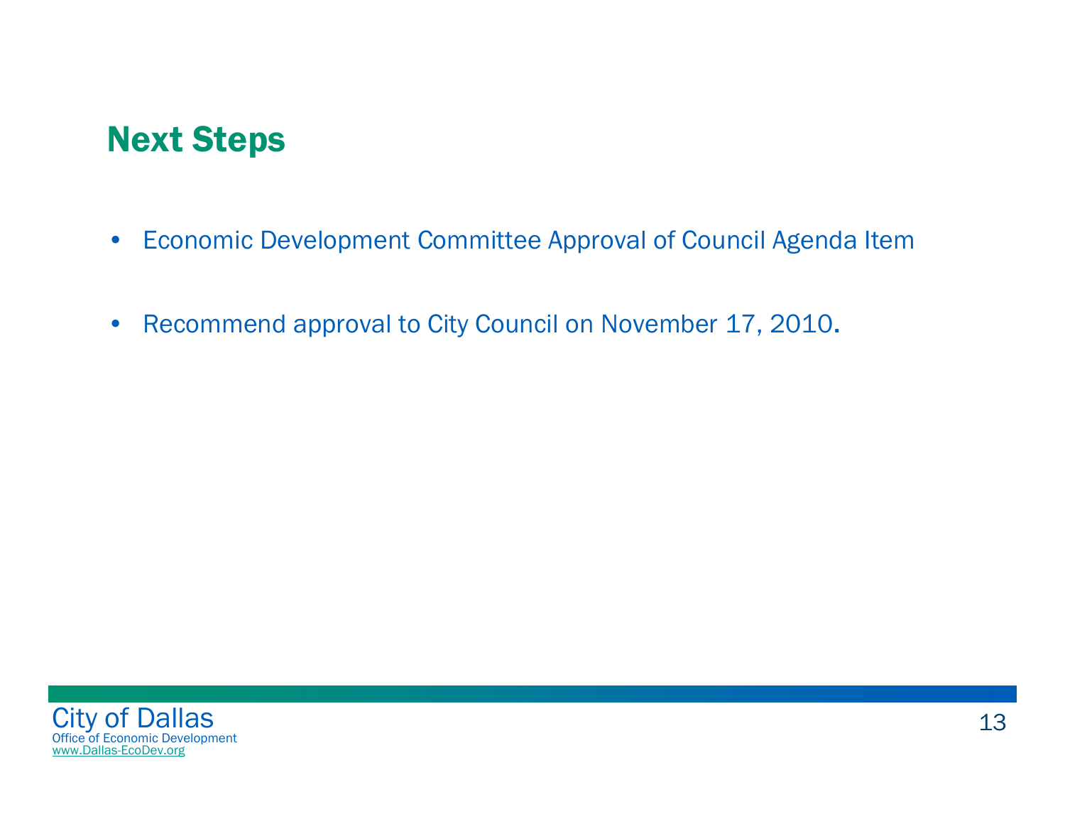## Next Steps

- Economic Development Committee Approval of Council Agenda Item
- Recommend approval to City Council on November 17, 2010.